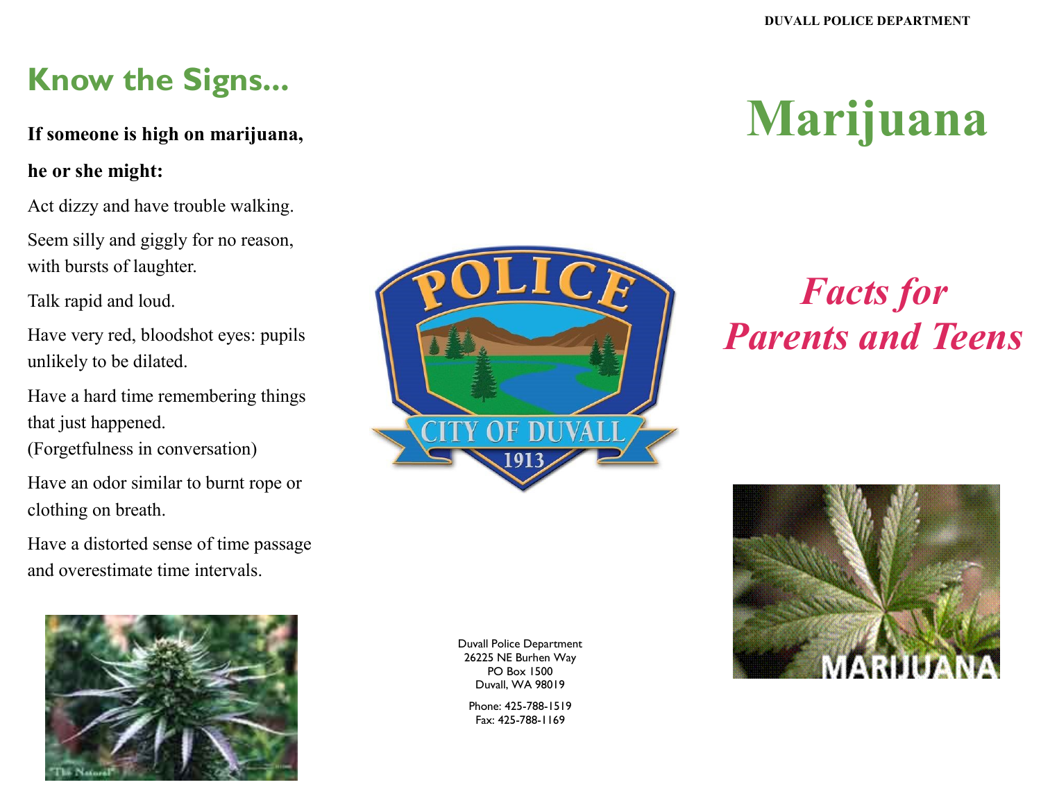## Know the Signs...

**If someone is high on marijuana,**

**he or she might:**

Act dizzy and have trouble walking.

Seem silly and giggly for no reason, with bursts of laughter.

Talk rapid and loud.

Have very red, bloodshot eyes: pupils unlikely to be dilated.

Have a hard time remembering things that just happened.
(Forgetfulness in conversation)

Have an odor similar to burnt rope or clothing on breath.

Have a distorted sense of time passage and overestimate time intervals.

Duvall Police Department
26225 NE Burhen Way
PO Box 1500
Duvall, WA 98019

Phone: 425-788-1519
Fax: 425-788-1169

DUVALL POLICE DEPARTMENT

# Marijuana

## *Facts for Parents and Teens*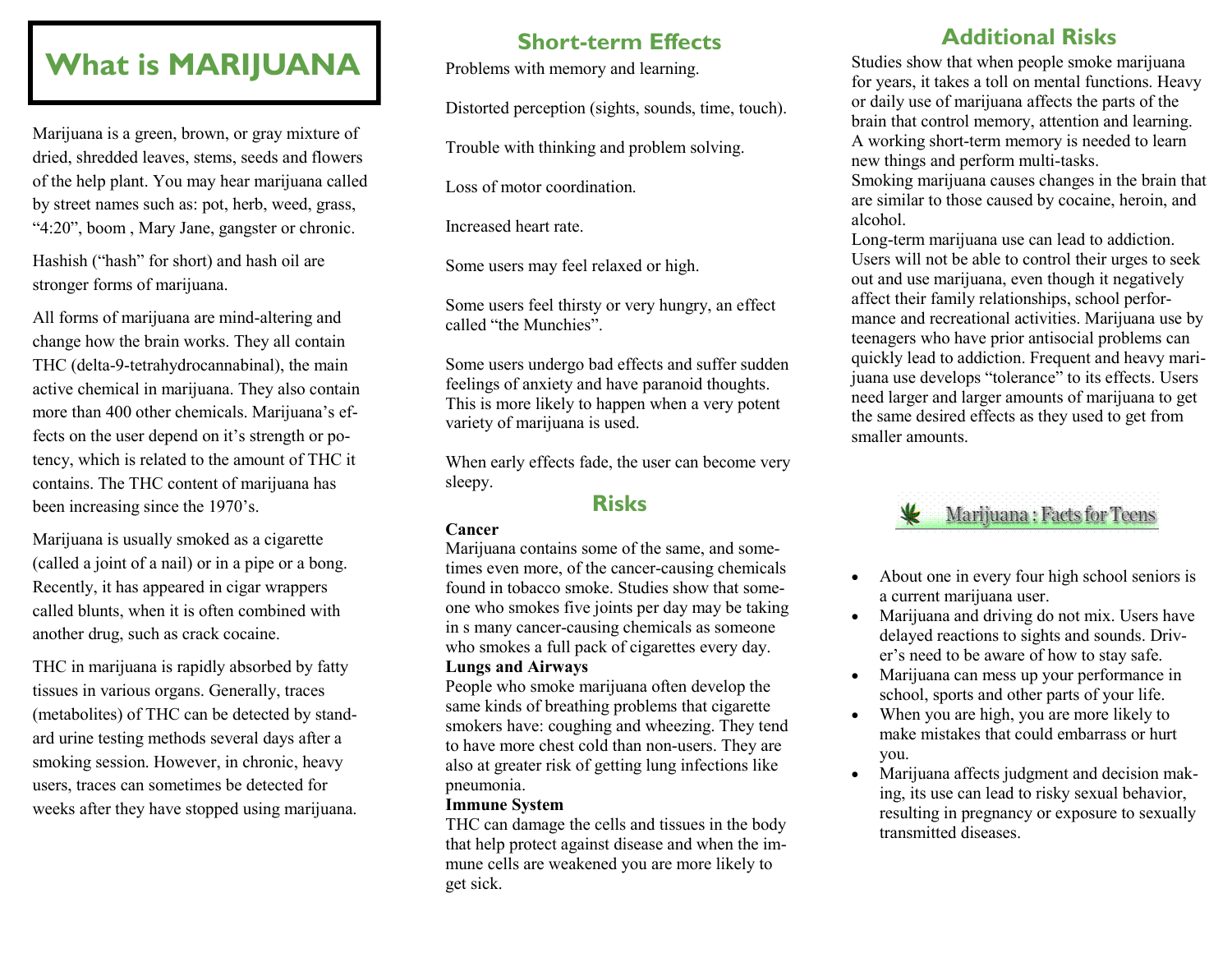# What is MARIJUANA

Marijuana is a green, brown, or gray mixture of dried, shredded leaves, stems, seeds and flowers of the help plant. You may hear marijuana called by street names such as: pot, herb, weed, grass, "4:20", boom , Mary Jane, gangster or chronic.

Hashish ("hash" for short) and hash oil are stronger forms of marijuana.

All forms of marijuana are mind-altering and change how the brain works. They all contain THC (delta-9-tetrahydrocannabinal), the main active chemical in marijuana. They also contain more than 400 other chemicals. Marijuana's effects on the user depend on it's strength or potency, which is related to the amount of THC it contains. The THC content of marijuana has been increasing since the 1970's.

Marijuana is usually smoked as a cigarette (called a joint of a nail) or in a pipe or a bong. Recently, it has appeared in cigar wrappers called blunts, when it is often combined with another drug, such as crack cocaine.

THC in marijuana is rapidly absorbed by fatty tissues in various organs. Generally, traces (metabolites) of THC can be detected by standard urine testing methods several days after a smoking session. However, in chronic, heavy users, traces can sometimes be detected for weeks after they have stopped using marijuana.

## Short-term Effects

Problems with memory and learning.

Distorted perception (sights, sounds, time, touch).

Trouble with thinking and problem solving.

Loss of motor coordination.

Increased heart rate.

Some users may feel relaxed or high.

Some users feel thirsty or very hungry, an effect called "the Munchies".

Some users undergo bad effects and suffer sudden feelings of anxiety and have paranoid thoughts. This is more likely to happen when a very potent variety of marijuana is used.

When early effects fade, the user can become very sleepy.

## Risks

**Cancer**
Marijuana contains some of the same, and sometimes even more, of the cancer-causing chemicals found in tobacco smoke. Studies show that someone who smokes five joints per day may be taking in s many cancer-causing chemicals as someone who smokes a full pack of cigarettes every day.

**Lungs and Airways**
People who smoke marijuana often develop the same kinds of breathing problems that cigarette smokers have: coughing and wheezing. They tend to have more chest cold than non-users. They are also at greater risk of getting lung infections like pneumonia.

**Immune System**
THC can damage the cells and tissues in the body that help protect against disease and when the immune cells are weakened you are more likely to get sick.

## Additional Risks

Studies show that when people smoke marijuana for years, it takes a toll on mental functions. Heavy or daily use of marijuana affects the parts of the brain that control memory, attention and learning. A working short-term memory is needed to learn new things and perform multi-tasks.
Smoking marijuana causes changes in the brain that are similar to those caused by cocaine, heroin, and alcohol.
Long-term marijuana use can lead to addiction. Users will not be able to control their urges to seek out and use marijuana, even though it negatively affect their family relationships, school performance and recreational activities. Marijuana use by teenagers who have prior antisocial problems can quickly lead to addiction. Frequent and heavy marijuana use develops "tolerance" to its effects. Users need larger and larger amounts of marijuana to get the same desired effects as they used to get from smaller amounts.

## Marijuana : Facts for Teens

- About one in every four high school seniors is a current marijuana user.
- Marijuana and driving do not mix. Users have delayed reactions to sights and sounds. Driver's need to be aware of how to stay safe.
- Marijuana can mess up your performance in school, sports and other parts of your life.
- When you are high, you are more likely to make mistakes that could embarrass or hurt you.
- Marijuana affects judgment and decision making, its use can lead to risky sexual behavior, resulting in pregnancy or exposure to sexually transmitted diseases.